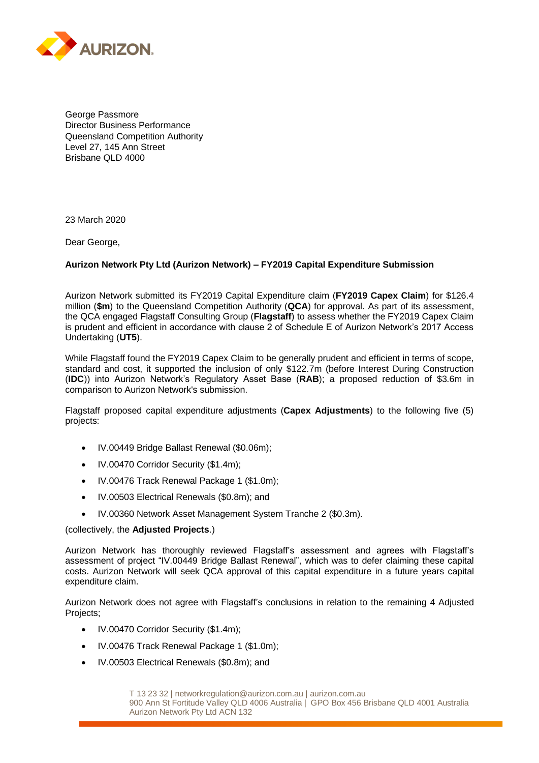George Passmore
Director Business Performance
Queensland Competition Authority
Level 27, 145 Ann Street
Brisbane QLD 4000

23 March 2020

Dear George,

**Aurizon Network Pty Ltd (Aurizon Network) – FY2019 Capital Expenditure Submission**

Aurizon Network submitted its FY2019 Capital Expenditure claim (**FY2019 Capex Claim**) for $126.4 million (**$m**) to the Queensland Competition Authority (**QCA**) for approval. As part of its assessment, the QCA engaged Flagstaff Consulting Group (**Flagstaff**) to assess whether the FY2019 Capex Claim is prudent and efficient in accordance with clause 2 of Schedule E of Aurizon Network's 2017 Access Undertaking (**UT5**).

While Flagstaff found the FY2019 Capex Claim to be generally prudent and efficient in terms of scope, standard and cost, it supported the inclusion of only $122.7m (before Interest During Construction (**IDC**)) into Aurizon Network's Regulatory Asset Base (**RAB**); a proposed reduction of $3.6m in comparison to Aurizon Network's submission.

Flagstaff proposed capital expenditure adjustments (**Capex Adjustments**) to the following five (5) projects:

- IV.00449 Bridge Ballast Renewal ($0.06m);
- IV.00470 Corridor Security ($1.4m);
- IV.00476 Track Renewal Package 1 ($1.0m);
- IV.00503 Electrical Renewals ($0.8m); and
- IV.00360 Network Asset Management System Tranche 2 ($0.3m).

(collectively, the **Adjusted Projects**.)

Aurizon Network has thoroughly reviewed Flagstaff's assessment and agrees with Flagstaff's assessment of project "IV.00449 Bridge Ballast Renewal", which was to defer claiming these capital costs. Aurizon Network will seek QCA approval of this capital expenditure in a future years capital expenditure claim.

Aurizon Network does not agree with Flagstaff's conclusions in relation to the remaining 4 Adjusted Projects;

- IV.00470 Corridor Security ($1.4m);
- IV.00476 Track Renewal Package 1 ($1.0m);
- IV.00503 Electrical Renewals ($0.8m); and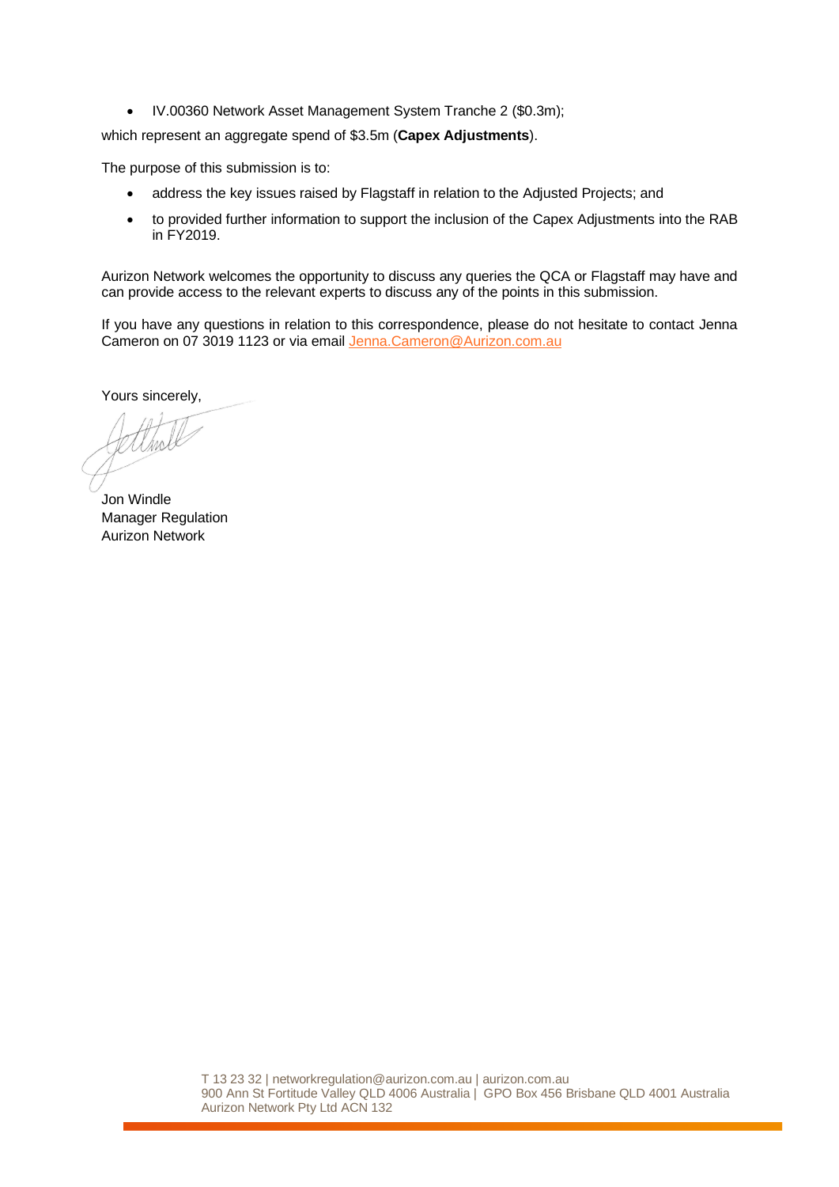- IV.00360 Network Asset Management System Tranche 2 ($0.3m);

which represent an aggregate spend of $3.5m (**Capex Adjustments**).

The purpose of this submission is to:

- address the key issues raised by Flagstaff in relation to the Adjusted Projects; and
- to provided further information to support the inclusion of the Capex Adjustments into the RAB in FY2019.

Aurizon Network welcomes the opportunity to discuss any queries the QCA or Flagstaff may have and can provide access to the relevant experts to discuss any of the points in this submission.

If you have any questions in relation to this correspondence, please do not hesitate to contact Jenna Cameron on 07 3019 1123 or via email Jenna.Cameron@Aurizon.com.au

Yours sincerely,

Jon Windle
Manager Regulation
Aurizon Network

T 13 23 32 | networkregulation@aurizon.com.au | aurizon.com.au
900 Ann St Fortitude Valley QLD 4006 Australia | GPO Box 456 Brisbane QLD 4001 Australia
Aurizon Network Pty Ltd ACN 132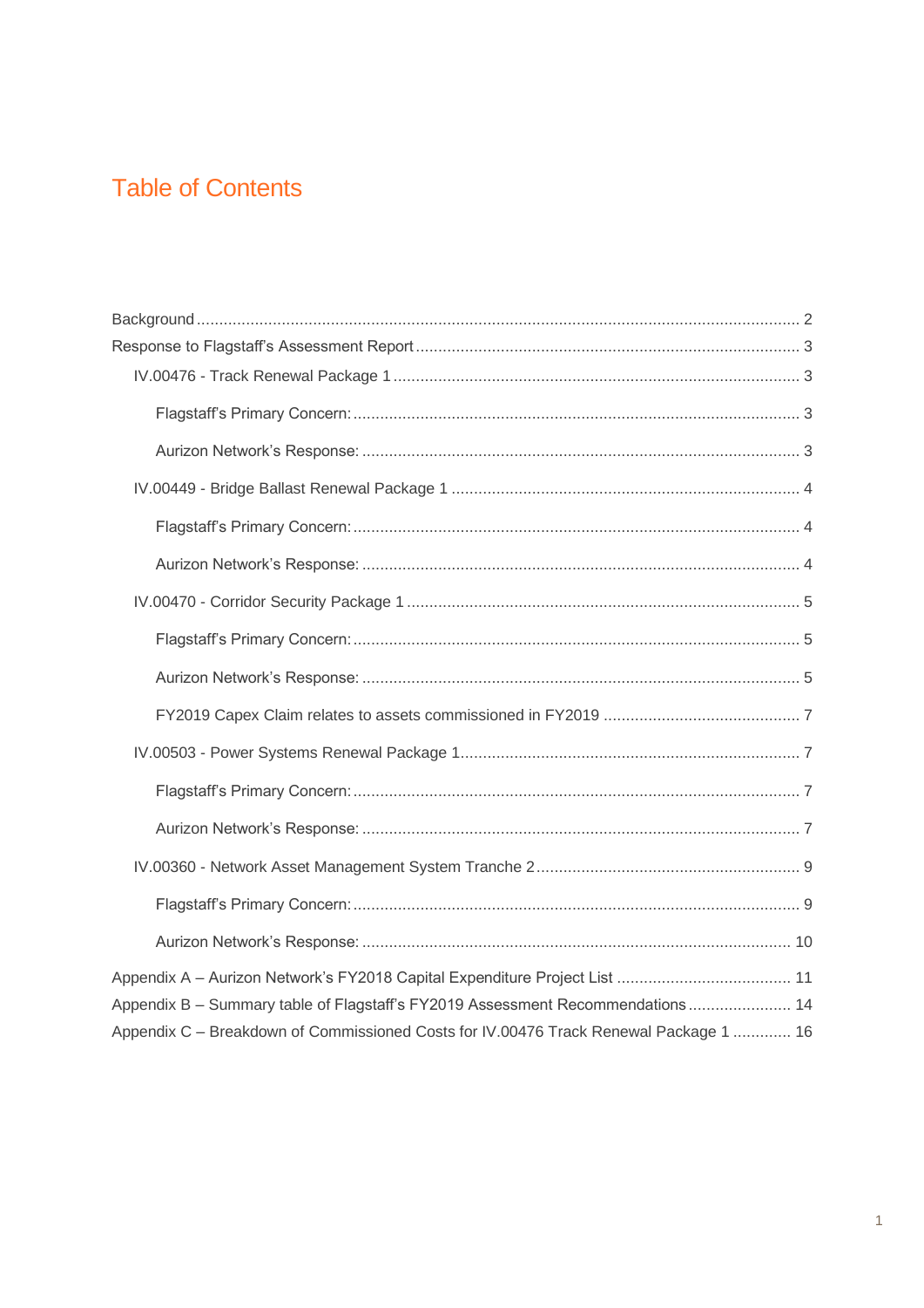# Table of Contents

- Background ..... 2
- Response to Flagstaff's Assessment Report ..... 3
  - IV.00476 - Track Renewal Package 1 ..... 3
    - Flagstaff's Primary Concern: ..... 3
    - Aurizon Network's Response: ..... 3
  - IV.00449 - Bridge Ballast Renewal Package 1 ..... 4
    - Flagstaff's Primary Concern: ..... 4
    - Aurizon Network's Response: ..... 4
  - IV.00470 - Corridor Security Package 1 ..... 5
    - Flagstaff's Primary Concern: ..... 5
    - Aurizon Network's Response: ..... 5
    - FY2019 Capex Claim relates to assets commissioned in FY2019 ..... 7
  - IV.00503 - Power Systems Renewal Package 1 ..... 7
    - Flagstaff's Primary Concern: ..... 7
    - Aurizon Network's Response: ..... 7
  - IV.00360 - Network Asset Management System Tranche 2 ..... 9
    - Flagstaff's Primary Concern: ..... 9
    - Aurizon Network's Response: ..... 10
- Appendix A – Aurizon Network's FY2018 Capital Expenditure Project List ..... 11
- Appendix B – Summary table of Flagstaff's FY2019 Assessment Recommendations ..... 14
- Appendix C – Breakdown of Commissioned Costs for IV.00476 Track Renewal Package 1 ..... 16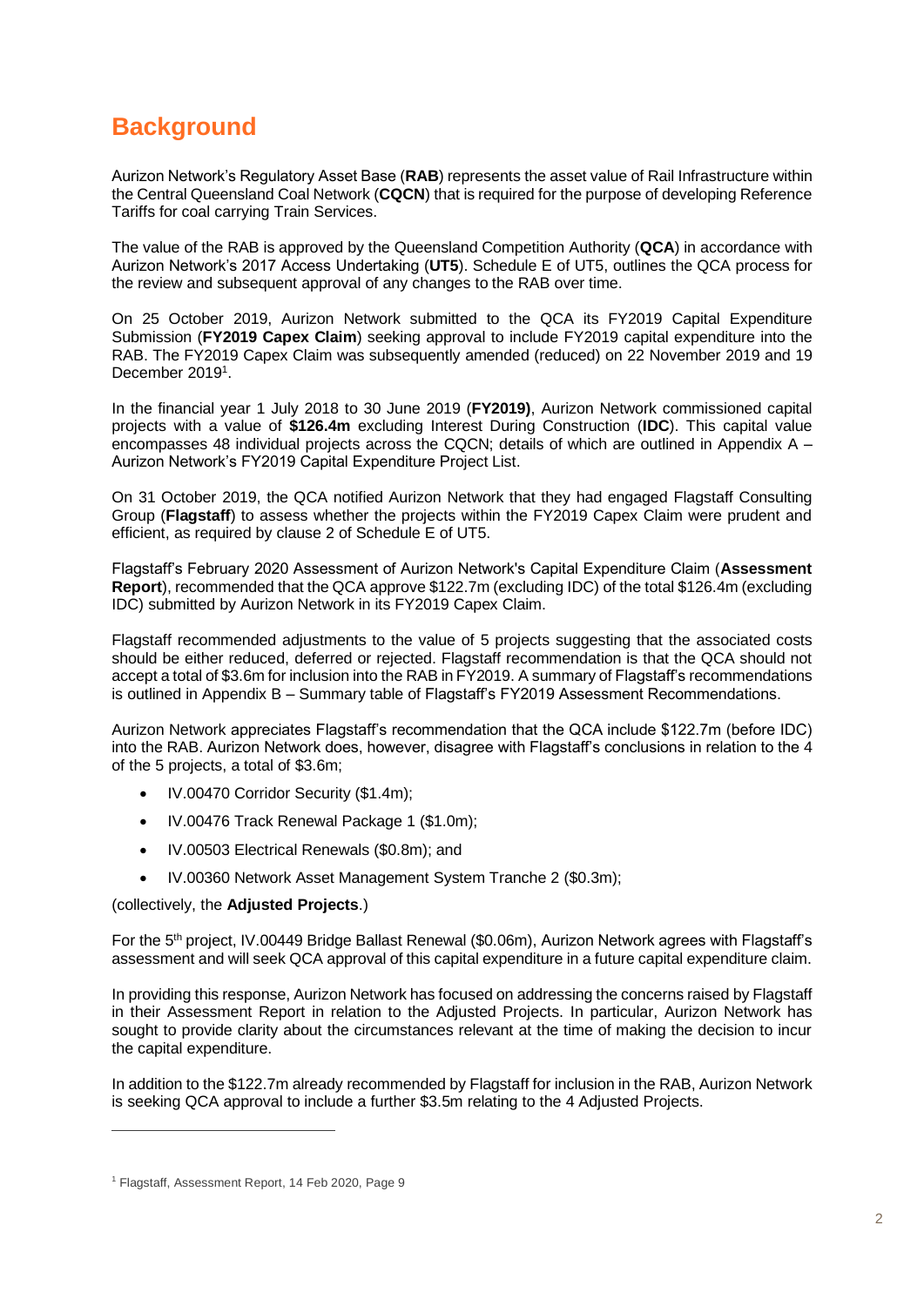# Background

Aurizon Network's Regulatory Asset Base (**RAB**) represents the asset value of Rail Infrastructure within the Central Queensland Coal Network (**CQCN**) that is required for the purpose of developing Reference Tariffs for coal carrying Train Services.

The value of the RAB is approved by the Queensland Competition Authority (**QCA**) in accordance with Aurizon Network's 2017 Access Undertaking (**UT5**). Schedule E of UT5, outlines the QCA process for the review and subsequent approval of any changes to the RAB over time.

On 25 October 2019, Aurizon Network submitted to the QCA its FY2019 Capital Expenditure Submission (**FY2019 Capex Claim**) seeking approval to include FY2019 capital expenditure into the RAB. The FY2019 Capex Claim was subsequently amended (reduced) on 22 November 2019 and 19 December 2019[1].

In the financial year 1 July 2018 to 30 June 2019 (**FY2019)**, Aurizon Network commissioned capital projects with a value of **$126.4m** excluding Interest During Construction (**IDC**). This capital value encompasses 48 individual projects across the CQCN; details of which are outlined in Appendix A – Aurizon Network's FY2019 Capital Expenditure Project List.

On 31 October 2019, the QCA notified Aurizon Network that they had engaged Flagstaff Consulting Group (**Flagstaff**) to assess whether the projects within the FY2019 Capex Claim were prudent and efficient, as required by clause 2 of Schedule E of UT5.

Flagstaff's February 2020 Assessment of Aurizon Network's Capital Expenditure Claim (**Assessment Report**), recommended that the QCA approve $122.7m (excluding IDC) of the total $126.4m (excluding IDC) submitted by Aurizon Network in its FY2019 Capex Claim.

Flagstaff recommended adjustments to the value of 5 projects suggesting that the associated costs should be either reduced, deferred or rejected. Flagstaff recommendation is that the QCA should not accept a total of $3.6m for inclusion into the RAB in FY2019. A summary of Flagstaff's recommendations is outlined in Appendix B – Summary table of Flagstaff's FY2019 Assessment Recommendations.

Aurizon Network appreciates Flagstaff's recommendation that the QCA include $122.7m (before IDC) into the RAB. Aurizon Network does, however, disagree with Flagstaff's conclusions in relation to the 4 of the 5 projects, a total of $3.6m;

- IV.00470 Corridor Security ($1.4m);
- IV.00476 Track Renewal Package 1 ($1.0m);
- IV.00503 Electrical Renewals ($0.8m); and
- IV.00360 Network Asset Management System Tranche 2 ($0.3m);

(collectively, the **Adjusted Projects**.)

For the 5th project, IV.00449 Bridge Ballast Renewal ($0.06m), Aurizon Network agrees with Flagstaff's assessment and will seek QCA approval of this capital expenditure in a future capital expenditure claim.

In providing this response, Aurizon Network has focused on addressing the concerns raised by Flagstaff in their Assessment Report in relation to the Adjusted Projects. In particular, Aurizon Network has sought to provide clarity about the circumstances relevant at the time of making the decision to incur the capital expenditure.

In addition to the $122.7m already recommended by Flagstaff for inclusion in the RAB, Aurizon Network is seeking QCA approval to include a further $3.5m relating to the 4 Adjusted Projects.

---

[1] Flagstaff, Assessment Report, 14 Feb 2020, Page 9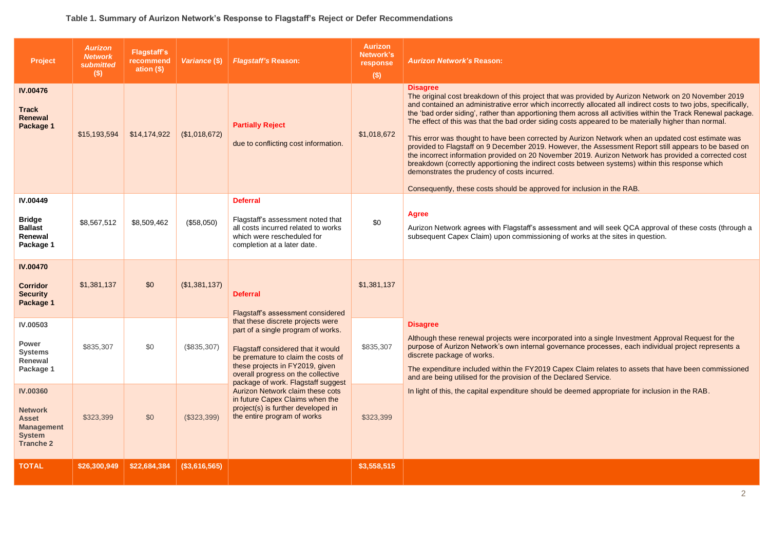**Table 1. Summary of Aurizon Network's Response to Flagstaff's Reject or Defer Recommendations**

| Project | *Aurizon Network submitted* ($) | Flagstaff's recommendation ($) | *Variance* ($) | *Flagstaff's* Reason: | Aurizon Network's response ($) | *Aurizon Network's* Reason: |
|---|---|---|---|---|---|---|
| **IV.00476** **Track Renewal Package 1** | $15,193,594 | $14,174,922 | ($1,018,672) | **Partially Reject** due to conflicting cost information. | $1,018,672 | **Disagree** The original cost breakdown of this project that was provided by Aurizon Network on 20 November 2019 and contained an administrative error which incorrectly allocated all indirect costs to two jobs, specifically, the 'bad order siding', rather than apportioning them across all activities within the Track Renewal package. The effect of this was that the bad order siding costs appeared to be materially higher than normal. This error was thought to have been corrected by Aurizon Network when an updated cost estimate was provided to Flagstaff on 9 December 2019. However, the Assessment Report still appears to be based on the incorrect information provided on 20 November 2019. Aurizon Network has provided a corrected cost breakdown (correctly apportioning the indirect costs between systems) within this response which demonstrates the prudency of costs incurred. Consequently, these costs should be approved for inclusion in the RAB. |
| **IV.00449** **Bridge Ballast Renewal Package 1** | $8,567,512 | $8,509,462 | ($58,050) | **Deferral** Flagstaff's assessment noted that all costs incurred related to works which were rescheduled for completion at a later date. | $0 | **Agree** Aurizon Network agrees with Flagstaff's assessment and will seek QCA approval of these costs (through a subsequent Capex Claim) upon commissioning of works at the sites in question. |
| **IV.00470** **Corridor Security Package 1** | $1,381,137 | $0 | ($1,381,137) | **Deferral** Flagstaff's assessment considered that these discrete projects were part of a single program of works. Flagstaff considered that it would be premature to claim the costs of these projects in FY2019, given overall progress on the collective package of work. Flagstaff suggest Aurizon Network claim these cots in future Capex Claims when the project(s) is further developed in the entire program of works | $1,381,137 | **Disagree** Although these renewal projects were incorporated into a single Investment Approval Request for the purpose of Aurizon Network's own internal governance processes, each individual project represents a discrete package of works. The expenditure included within the FY2019 Capex Claim relates to assets that have been commissioned and are being utilised for the provision of the Declared Service. In light of this, the capital expenditure should be deemed appropriate for inclusion in the RAB. |
| **IV.00503** **Power Systems Renewal Package 1** | $835,307 | $0 | ($835,307) | | $835,307 | |
| **IV.00360** **Network Asset Management System Tranche 2** | $323,399 | $0 | ($323,399) | | $323,399 | |
| **TOTAL** | **$26,300,949** | **$22,684,384** | **($3,616,565)** | | **$3,558,515** | |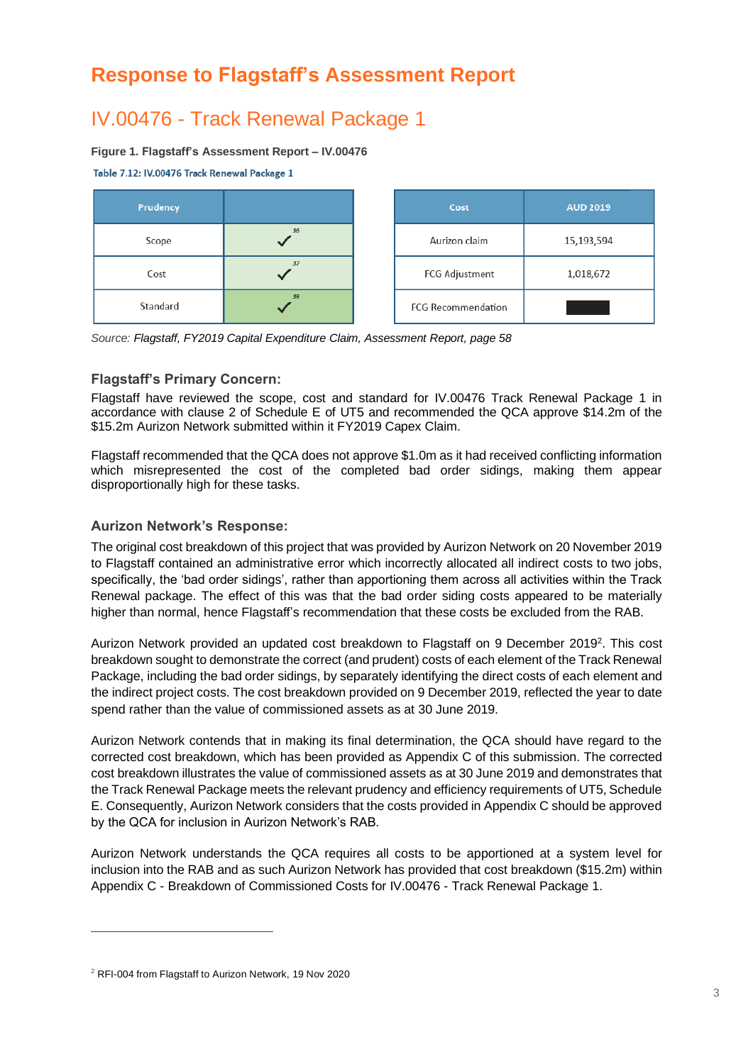# Response to Flagstaff's Assessment Report

## IV.00476 - Track Renewal Package 1

**Figure 1. Flagstaff's Assessment Report – IV.00476**

**Table 7.12: IV.00476 Track Renewal Package 1**

| Prudency | |
|---|---|
| Scope | ✓[36] |
| Cost | ✓[37] |
| Standard | ✓[39] |

| Cost | AUD 2019 |
|---|---|
| Aurizon claim | 15,193,594 |
| FCG Adjustment | 1,018,672 |
| FCG Recommendation | ██████ |

*Source: Flagstaff, FY2019 Capital Expenditure Claim, Assessment Report, page 58*

### Flagstaff's Primary Concern:

Flagstaff have reviewed the scope, cost and standard for IV.00476 Track Renewal Package 1 in accordance with clause 2 of Schedule E of UT5 and recommended the QCA approve $14.2m of the $15.2m Aurizon Network submitted within it FY2019 Capex Claim.

Flagstaff recommended that the QCA does not approve $1.0m as it had received conflicting information which misrepresented the cost of the completed bad order sidings, making them appear disproportionally high for these tasks.

### Aurizon Network's Response:

The original cost breakdown of this project that was provided by Aurizon Network on 20 November 2019 to Flagstaff contained an administrative error which incorrectly allocated all indirect costs to two jobs, specifically, the 'bad order sidings', rather than apportioning them across all activities within the Track Renewal package. The effect of this was that the bad order siding costs appeared to be materially higher than normal, hence Flagstaff's recommendation that these costs be excluded from the RAB.

Aurizon Network provided an updated cost breakdown to Flagstaff on 9 December 2019[2]. This cost breakdown sought to demonstrate the correct (and prudent) costs of each element of the Track Renewal Package, including the bad order sidings, by separately identifying the direct costs of each element and the indirect project costs. The cost breakdown provided on 9 December 2019, reflected the year to date spend rather than the value of commissioned assets as at 30 June 2019.

Aurizon Network contends that in making its final determination, the QCA should have regard to the corrected cost breakdown, which has been provided as Appendix C of this submission. The corrected cost breakdown illustrates the value of commissioned assets as at 30 June 2019 and demonstrates that the Track Renewal Package meets the relevant prudency and efficiency requirements of UT5, Schedule E. Consequently, Aurizon Network considers that the costs provided in Appendix C should be approved by the QCA for inclusion in Aurizon Network's RAB.

Aurizon Network understands the QCA requires all costs to be apportioned at a system level for inclusion into the RAB and as such Aurizon Network has provided that cost breakdown ($15.2m) within Appendix C - Breakdown of Commissioned Costs for IV.00476 - Track Renewal Package 1.

---

[2] RFI-004 from Flagstaff to Aurizon Network, 19 Nov 2020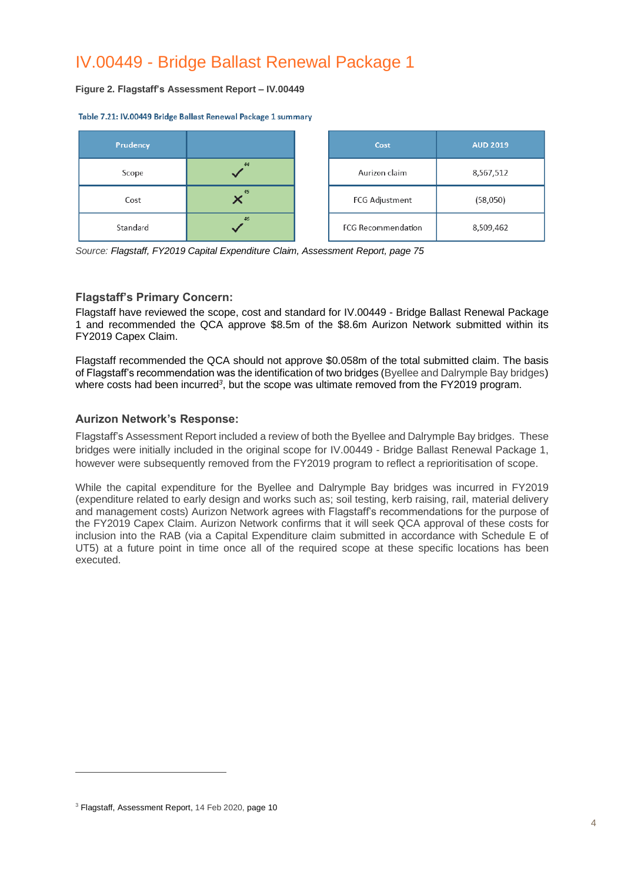# IV.00449 - Bridge Ballast Renewal Package 1

**Figure 2. Flagstaff's Assessment Report – IV.00449**

Table 7.21: IV.00449 Bridge Ballast Renewal Package 1 summary

| Prudency | |
|---|---|
| Scope | ✓[44] |
| Cost | ✗[45] |
| Standard | ✓[46] |

| Cost | AUD 2019 |
|---|---|
| Aurizon claim | 8,567,512 |
| FCG Adjustment | (58,050) |
| FCG Recommendation | 8,509,462 |

Source: *Flagstaff, FY2019 Capital Expenditure Claim, Assessment Report, page 75*

### Flagstaff's Primary Concern:

Flagstaff have reviewed the scope, cost and standard for IV.00449 - Bridge Ballast Renewal Package 1 and recommended the QCA approve $8.5m of the $8.6m Aurizon Network submitted within its FY2019 Capex Claim.

Flagstaff recommended the QCA should not approve $0.058m of the total submitted claim. The basis of Flagstaff's recommendation was the identification of two bridges (Byellee and Dalrymple Bay bridges) where costs had been incurred[3], but the scope was ultimate removed from the FY2019 program.

### Aurizon Network's Response:

Flagstaff's Assessment Report included a review of both the Byellee and Dalrymple Bay bridges. These bridges were initially included in the original scope for IV.00449 - Bridge Ballast Renewal Package 1, however were subsequently removed from the FY2019 program to reflect a reprioritisation of scope.

While the capital expenditure for the Byellee and Dalrymple Bay bridges was incurred in FY2019 (expenditure related to early design and works such as; soil testing, kerb raising, rail, material delivery and management costs) Aurizon Network agrees with Flagstaff's recommendations for the purpose of the FY2019 Capex Claim. Aurizon Network confirms that it will seek QCA approval of these costs for inclusion into the RAB (via a Capital Expenditure claim submitted in accordance with Schedule E of UT5) at a future point in time once all of the required scope at these specific locations has been executed.

---

[3] Flagstaff, Assessment Report, 14 Feb 2020, page 10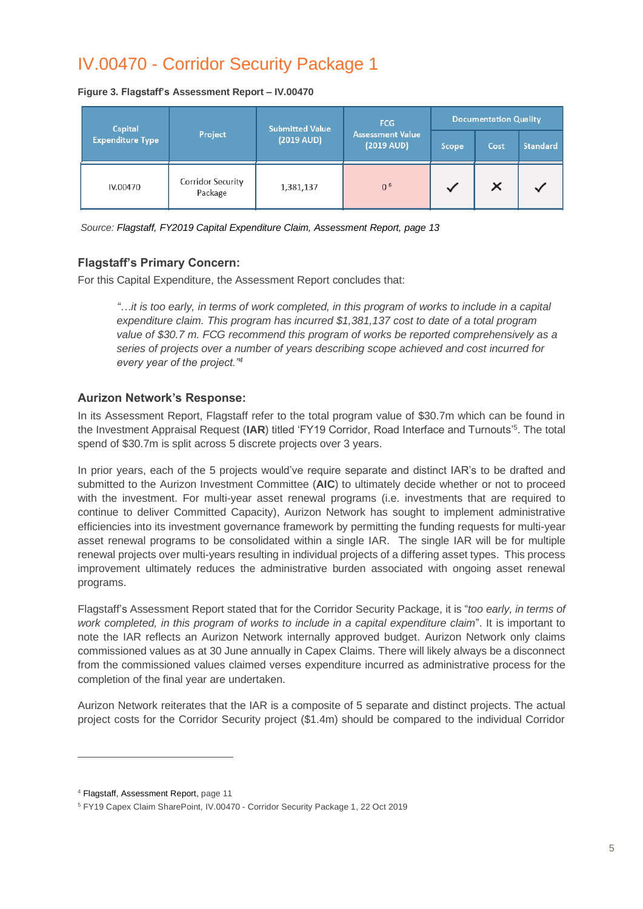# IV.00470 - Corridor Security Package 1

**Figure 3. Flagstaff's Assessment Report – IV.00470**

| Capital Expenditure Type | Project | Submitted Value (2019 AUD) | FCG Assessment Value (2019 AUD) | Documentation Quality | | |
|---|---|---|---|---|---|---|
| | | | | Scope | Cost | Standard |
| IV.00470 | Corridor Security Package | 1,381,137 | 0 [6] | ✓ | ✗ | ✓ |

Source: *Flagstaff, FY2019 Capital Expenditure Claim, Assessment Report, page 13*

### Flagstaff's Primary Concern:

For this Capital Expenditure, the Assessment Report concludes that:

> *"…it is too early, in terms of work completed, in this program of works to include in a capital expenditure claim. This program has incurred $1,381,137 cost to date of a total program value of $30.7 m. FCG recommend this program of works be reported comprehensively as a series of projects over a number of years describing scope achieved and cost incurred for every year of the project."*[4]

### Aurizon Network's Response:

In its Assessment Report, Flagstaff refer to the total program value of $30.7m which can be found in the Investment Appraisal Request (**IAR**) titled 'FY19 Corridor, Road Interface and Turnouts'[5]. The total spend of $30.7m is split across 5 discrete projects over 3 years.

In prior years, each of the 5 projects would've require separate and distinct IAR's to be drafted and submitted to the Aurizon Investment Committee (**AIC**) to ultimately decide whether or not to proceed with the investment. For multi-year asset renewal programs (i.e. investments that are required to continue to deliver Committed Capacity), Aurizon Network has sought to implement administrative efficiencies into its investment governance framework by permitting the funding requests for multi-year asset renewal programs to be consolidated within a single IAR. The single IAR will be for multiple renewal projects over multi-years resulting in individual projects of a differing asset types. This process improvement ultimately reduces the administrative burden associated with ongoing asset renewal programs.

Flagstaff's Assessment Report stated that for the Corridor Security Package, it is "*too early, in terms of work completed, in this program of works to include in a capital expenditure claim*". It is important to note the IAR reflects an Aurizon Network internally approved budget. Aurizon Network only claims commissioned values as at 30 June annually in Capex Claims. There will likely always be a disconnect from the commissioned values claimed verses expenditure incurred as administrative process for the completion of the final year are undertaken.

Aurizon Network reiterates that the IAR is a composite of 5 separate and distinct projects. The actual project costs for the Corridor Security project ($1.4m) should be compared to the individual Corridor

---

[4] Flagstaff, Assessment Report, page 11

[5] FY19 Capex Claim SharePoint, IV.00470 - Corridor Security Package 1, 22 Oct 2019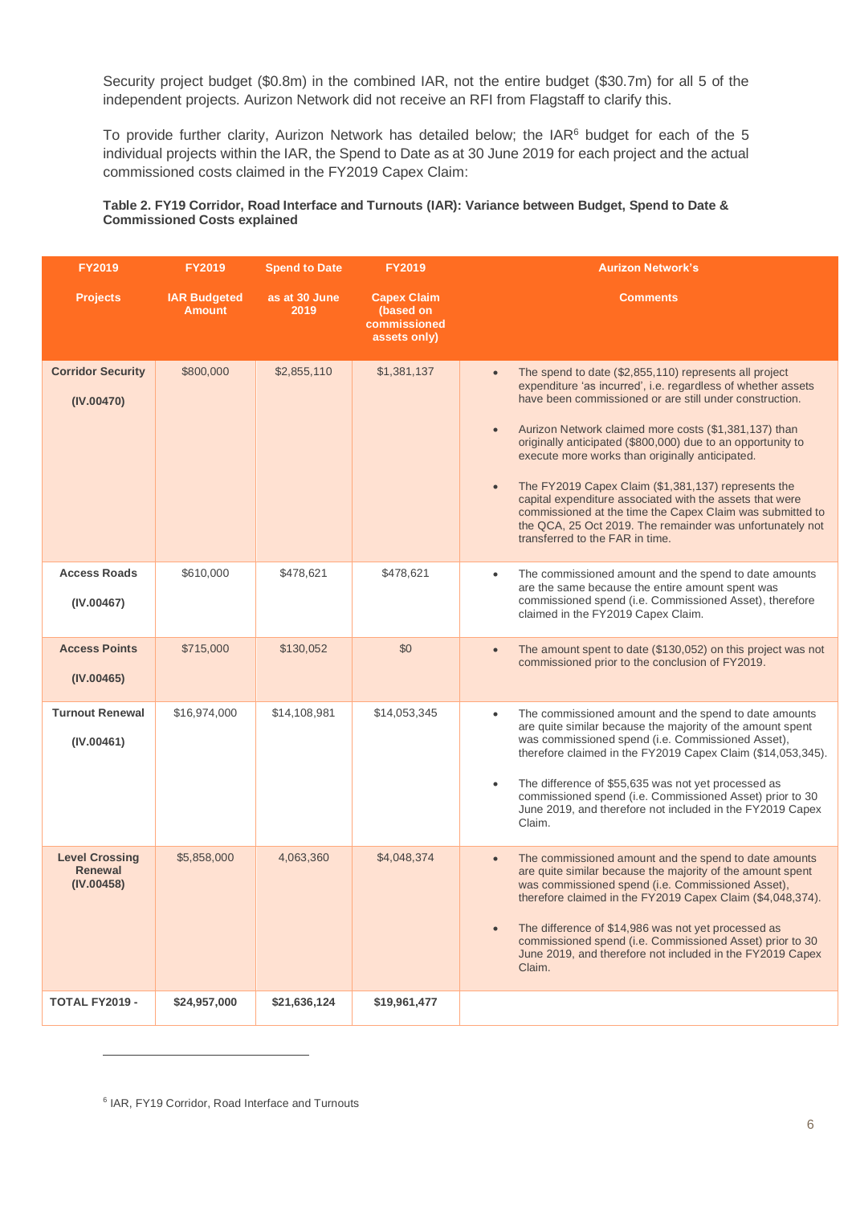Security project budget ($0.8m) in the combined IAR, not the entire budget ($30.7m) for all 5 of the independent projects. Aurizon Network did not receive an RFI from Flagstaff to clarify this.

To provide further clarity, Aurizon Network has detailed below; the IAR[6] budget for each of the 5 individual projects within the IAR, the Spend to Date as at 30 June 2019 for each project and the actual commissioned costs claimed in the FY2019 Capex Claim:

**Table 2. FY19 Corridor, Road Interface and Turnouts (IAR): Variance between Budget, Spend to Date & Commissioned Costs explained**

| FY2019 Projects | FY2019 IAR Budgeted Amount | Spend to Date as at 30 June 2019 | FY2019 Capex Claim (based on commissioned assets only) | Aurizon Network's Comments |
|---|---|---|---|---|
| **Corridor Security (IV.00470)** | $800,000 | $2,855,110 | $1,381,137 | • The spend to date ($2,855,110) represents all project expenditure 'as incurred', i.e. regardless of whether assets have been commissioned or are still under construction. <br> • Aurizon Network claimed more costs ($1,381,137) than originally anticipated ($800,000) due to an opportunity to execute more works than originally anticipated. <br> • The FY2019 Capex Claim ($1,381,137) represents the capital expenditure associated with the assets that were commissioned at the time the Capex Claim was submitted to the QCA, 25 Oct 2019. The remainder was unfortunately not transferred to the FAR in time. |
| **Access Roads (IV.00467)** | $610,000 | $478,621 | $478,621 | • The commissioned amount and the spend to date amounts are the same because the entire amount spent was commissioned spend (i.e. Commissioned Asset), therefore claimed in the FY2019 Capex Claim. |
| **Access Points (IV.00465)** | $715,000 | $130,052 | $0 | • The amount spent to date ($130,052) on this project was not commissioned prior to the conclusion of FY2019. |
| **Turnout Renewal (IV.00461)** | $16,974,000 | $14,108,981 | $14,053,345 | • The commissioned amount and the spend to date amounts are quite similar because the majority of the amount spent was commissioned spend (i.e. Commissioned Asset), therefore claimed in the FY2019 Capex Claim ($14,053,345). <br> • The difference of $55,635 was not yet processed as commissioned spend (i.e. Commissioned Asset) prior to 30 June 2019, and therefore not included in the FY2019 Capex Claim. |
| **Level Crossing Renewal (IV.00458)** | $5,858,000 | 4,063,360 | $4,048,374 | • The commissioned amount and the spend to date amounts are quite similar because the majority of the amount spent was commissioned spend (i.e. Commissioned Asset), therefore claimed in the FY2019 Capex Claim ($4,048,374). <br> • The difference of $14,986 was not yet processed as commissioned spend (i.e. Commissioned Asset) prior to 30 June 2019, and therefore not included in the FY2019 Capex Claim. |
| **TOTAL FY2019 -** | **$24,957,000** | **$21,636,124** | **$19,961,477** | |

[6] IAR, FY19 Corridor, Road Interface and Turnouts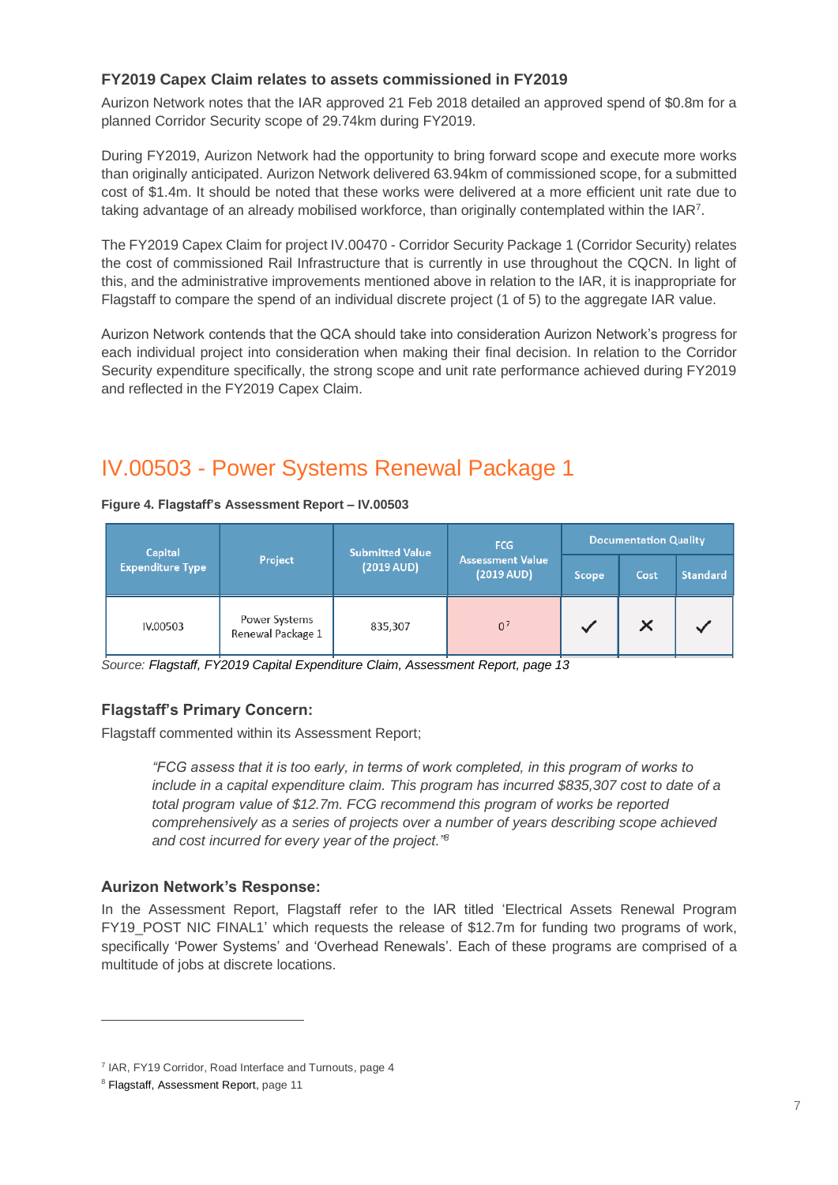### FY2019 Capex Claim relates to assets commissioned in FY2019

Aurizon Network notes that the IAR approved 21 Feb 2018 detailed an approved spend of $0.8m for a planned Corridor Security scope of 29.74km during FY2019.

During FY2019, Aurizon Network had the opportunity to bring forward scope and execute more works than originally anticipated. Aurizon Network delivered 63.94km of commissioned scope, for a submitted cost of $1.4m. It should be noted that these works were delivered at a more efficient unit rate due to taking advantage of an already mobilised workforce, than originally contemplated within the IAR[7].

The FY2019 Capex Claim for project IV.00470 - Corridor Security Package 1 (Corridor Security) relates the cost of commissioned Rail Infrastructure that is currently in use throughout the CQCN. In light of this, and the administrative improvements mentioned above in relation to the IAR, it is inappropriate for Flagstaff to compare the spend of an individual discrete project (1 of 5) to the aggregate IAR value.

Aurizon Network contends that the QCA should take into consideration Aurizon Network's progress for each individual project into consideration when making their final decision. In relation to the Corridor Security expenditure specifically, the strong scope and unit rate performance achieved during FY2019 and reflected in the FY2019 Capex Claim.

## IV.00503 - Power Systems Renewal Package 1

**Figure 4. Flagstaff's Assessment Report – IV.00503**

| Capital Expenditure Type | Project | Submitted Value (2019 AUD) | FCG Assessment Value (2019 AUD) | Documentation Quality | | |
|---|---|---|---|---|---|---|
| | | | | Scope | Cost | Standard |
| IV.00503 | Power Systems Renewal Package 1 | 835,307 | 0[7] | ✓ | ✗ | ✓ |

Source: *Flagstaff, FY2019 Capital Expenditure Claim, Assessment Report, page 13*

### Flagstaff's Primary Concern:

Flagstaff commented within its Assessment Report;

> *"FCG assess that it is too early, in terms of work completed, in this program of works to include in a capital expenditure claim. This program has incurred $835,307 cost to date of a total program value of $12.7m. FCG recommend this program of works be reported comprehensively as a series of projects over a number of years describing scope achieved and cost incurred for every year of the project."*[8]

### Aurizon Network's Response:

In the Assessment Report, Flagstaff refer to the IAR titled 'Electrical Assets Renewal Program FY19_POST NIC FINAL1' which requests the release of $12.7m for funding two programs of work, specifically 'Power Systems' and 'Overhead Renewals'. Each of these programs are comprised of a multitude of jobs at discrete locations.

---

[7] IAR, FY19 Corridor, Road Interface and Turnouts, page 4

[8] Flagstaff, Assessment Report, page 11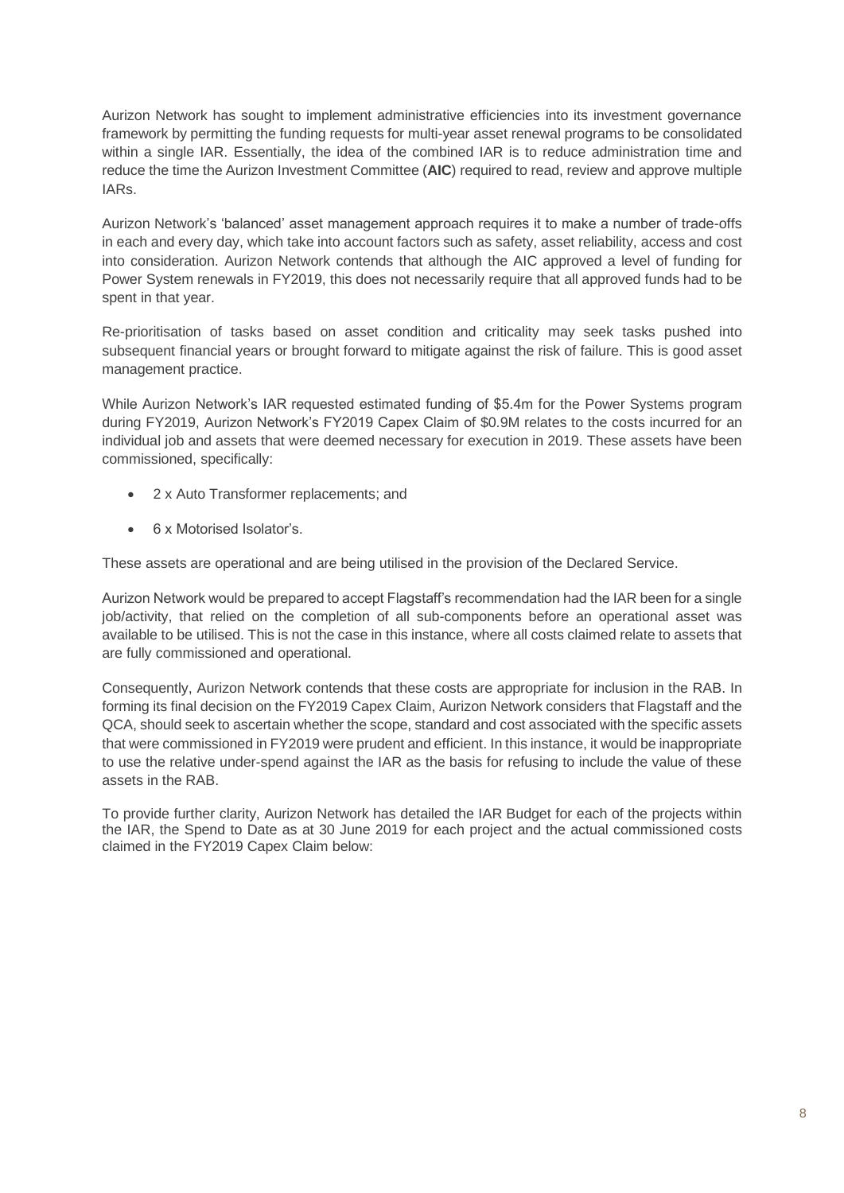Aurizon Network has sought to implement administrative efficiencies into its investment governance framework by permitting the funding requests for multi-year asset renewal programs to be consolidated within a single IAR. Essentially, the idea of the combined IAR is to reduce administration time and reduce the time the Aurizon Investment Committee (**AIC**) required to read, review and approve multiple IARs.

Aurizon Network's 'balanced' asset management approach requires it to make a number of trade-offs in each and every day, which take into account factors such as safety, asset reliability, access and cost into consideration. Aurizon Network contends that although the AIC approved a level of funding for Power System renewals in FY2019, this does not necessarily require that all approved funds had to be spent in that year.

Re-prioritisation of tasks based on asset condition and criticality may seek tasks pushed into subsequent financial years or brought forward to mitigate against the risk of failure. This is good asset management practice.

While Aurizon Network's IAR requested estimated funding of $5.4m for the Power Systems program during FY2019, Aurizon Network's FY2019 Capex Claim of $0.9M relates to the costs incurred for an individual job and assets that were deemed necessary for execution in 2019. These assets have been commissioned, specifically:

- 2 x Auto Transformer replacements; and
- 6 x Motorised Isolator's.

These assets are operational and are being utilised in the provision of the Declared Service.

Aurizon Network would be prepared to accept Flagstaff's recommendation had the IAR been for a single job/activity, that relied on the completion of all sub-components before an operational asset was available to be utilised. This is not the case in this instance, where all costs claimed relate to assets that are fully commissioned and operational.

Consequently, Aurizon Network contends that these costs are appropriate for inclusion in the RAB. In forming its final decision on the FY2019 Capex Claim, Aurizon Network considers that Flagstaff and the QCA, should seek to ascertain whether the scope, standard and cost associated with the specific assets that were commissioned in FY2019 were prudent and efficient. In this instance, it would be inappropriate to use the relative under-spend against the IAR as the basis for refusing to include the value of these assets in the RAB.

To provide further clarity, Aurizon Network has detailed the IAR Budget for each of the projects within the IAR, the Spend to Date as at 30 June 2019 for each project and the actual commissioned costs claimed in the FY2019 Capex Claim below: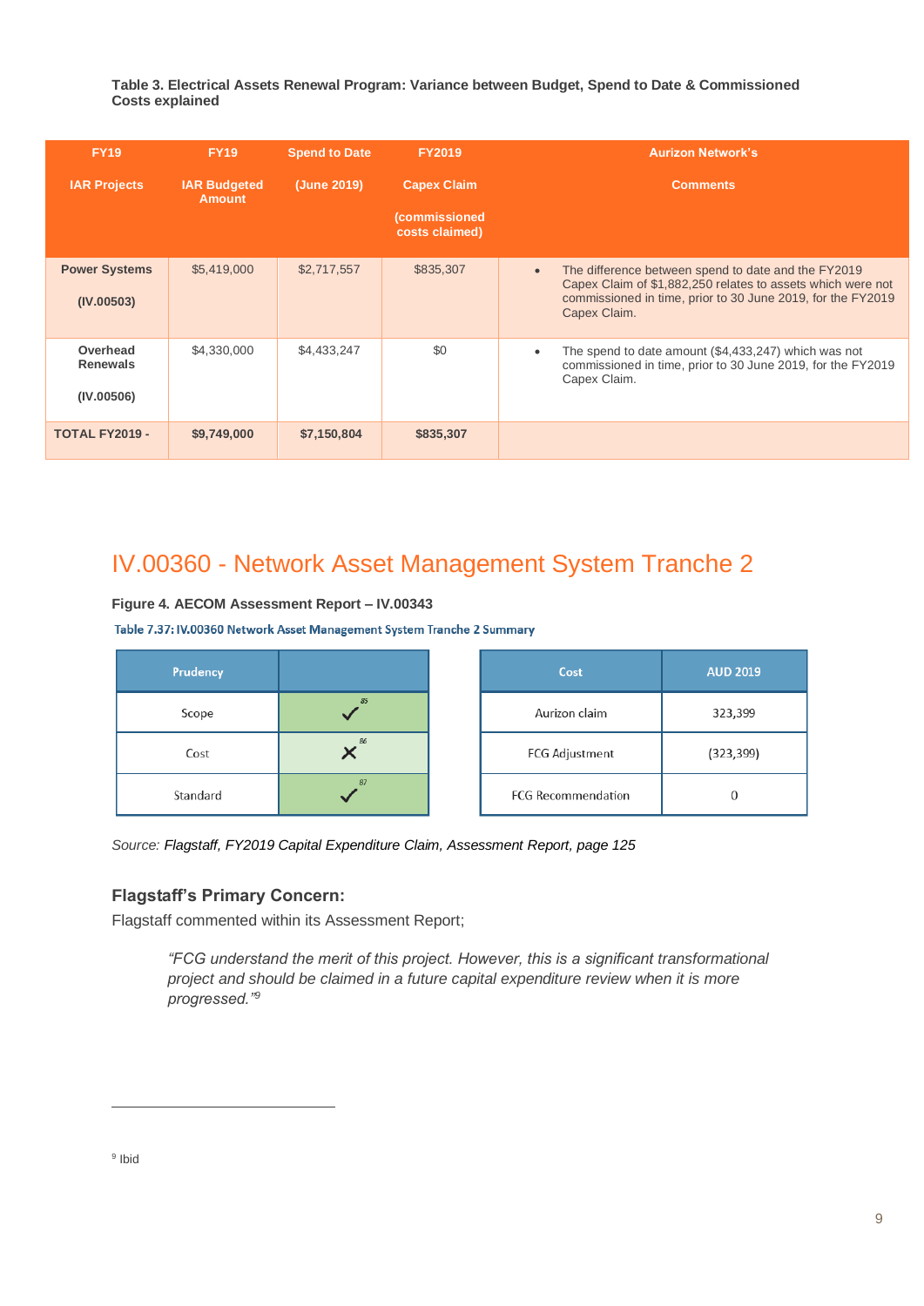**Table 3. Electrical Assets Renewal Program: Variance between Budget, Spend to Date & Commissioned Costs explained**

| FY19 IAR Projects | FY19 IAR Budgeted Amount | Spend to Date (June 2019) | FY2019 Capex Claim (commissioned costs claimed) | Aurizon Network's Comments |
|---|---|---|---|---|
| **Power Systems (IV.00503)** | $5,419,000 | $2,717,557 | $835,307 | • The difference between spend to date and the FY2019 Capex Claim of $1,882,250 relates to assets which were not commissioned in time, prior to 30 June 2019, for the FY2019 Capex Claim. |
| **Overhead Renewals (IV.00506)** | $4,330,000 | $4,433,247 | $0 | • The spend to date amount ($4,433,247) which was not commissioned in time, prior to 30 June 2019, for the FY2019 Capex Claim. |
| **TOTAL FY2019 -** | **$9,749,000** | **$7,150,804** | **$835,307** | |

# IV.00360 - Network Asset Management System Tranche 2

**Figure 4. AECOM Assessment Report – IV.00343**

Table 7.37: IV.00360 Network Asset Management System Tranche 2 Summary

| Prudency | |
|---|---|
| Scope | ✓ [85] |
| Cost | ✗ [86] |
| Standard | ✓ [87] |

| Cost | AUD 2019 |
|---|---|
| Aurizon claim | 323,399 |
| FCG Adjustment | (323,399) |
| FCG Recommendation | 0 |

*Source: Flagstaff, FY2019 Capital Expenditure Claim, Assessment Report, page 125*

### Flagstaff's Primary Concern:

Flagstaff commented within its Assessment Report;

> *"FCG understand the merit of this project. However, this is a significant transformational project and should be claimed in a future capital expenditure review when it is more progressed."*[9]

[9] Ibid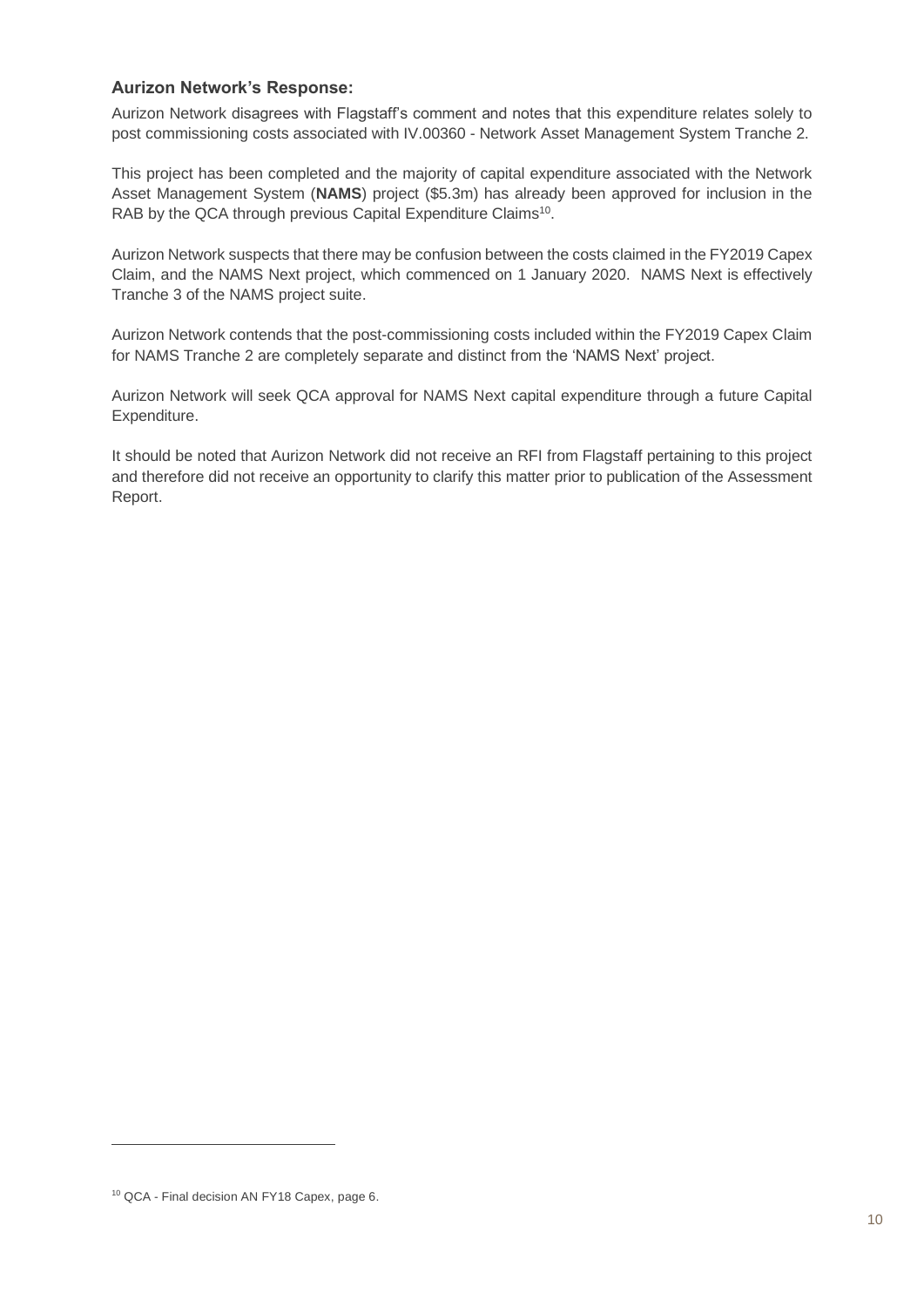### Aurizon Network's Response:

Aurizon Network disagrees with Flagstaff's comment and notes that this expenditure relates solely to post commissioning costs associated with IV.00360 - Network Asset Management System Tranche 2.

This project has been completed and the majority of capital expenditure associated with the Network Asset Management System (**NAMS**) project ($5.3m) has already been approved for inclusion in the RAB by the QCA through previous Capital Expenditure Claims[10].

Aurizon Network suspects that there may be confusion between the costs claimed in the FY2019 Capex Claim, and the NAMS Next project, which commenced on 1 January 2020. NAMS Next is effectively Tranche 3 of the NAMS project suite.

Aurizon Network contends that the post-commissioning costs included within the FY2019 Capex Claim for NAMS Tranche 2 are completely separate and distinct from the 'NAMS Next' project.

Aurizon Network will seek QCA approval for NAMS Next capital expenditure through a future Capital Expenditure.

It should be noted that Aurizon Network did not receive an RFI from Flagstaff pertaining to this project and therefore did not receive an opportunity to clarify this matter prior to publication of the Assessment Report.

---

[10] QCA - Final decision AN FY18 Capex, page 6.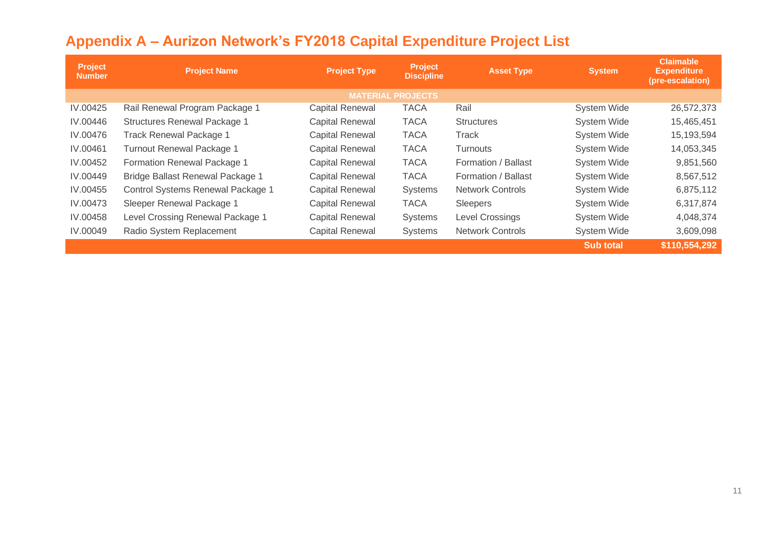# Appendix A – Aurizon Network's FY2018 Capital Expenditure Project List

| Project Number | Project Name | Project Type | Project Discipline | Asset Type | System | Claimable Expenditure (pre-escalation) |
|---|---|---|---|---|---|---|
| **MATERIAL PROJECTS** | | | | | | |
| IV.00425 | Rail Renewal Program Package 1 | Capital Renewal | TACA | Rail | System Wide | 26,572,373 |
| IV.00446 | Structures Renewal Package 1 | Capital Renewal | TACA | Structures | System Wide | 15,465,451 |
| IV.00476 | Track Renewal Package 1 | Capital Renewal | TACA | Track | System Wide | 15,193,594 |
| IV.00461 | Turnout Renewal Package 1 | Capital Renewal | TACA | Turnouts | System Wide | 14,053,345 |
| IV.00452 | Formation Renewal Package 1 | Capital Renewal | TACA | Formation / Ballast | System Wide | 9,851,560 |
| IV.00449 | Bridge Ballast Renewal Package 1 | Capital Renewal | TACA | Formation / Ballast | System Wide | 8,567,512 |
| IV.00455 | Control Systems Renewal Package 1 | Capital Renewal | Systems | Network Controls | System Wide | 6,875,112 |
| IV.00473 | Sleeper Renewal Package 1 | Capital Renewal | TACA | Sleepers | System Wide | 6,317,874 |
| IV.00458 | Level Crossing Renewal Package 1 | Capital Renewal | Systems | Level Crossings | System Wide | 4,048,374 |
| IV.00049 | Radio System Replacement | Capital Renewal | Systems | Network Controls | System Wide | 3,609,098 |
| | | | | | **Sub total** | **$110,554,292** |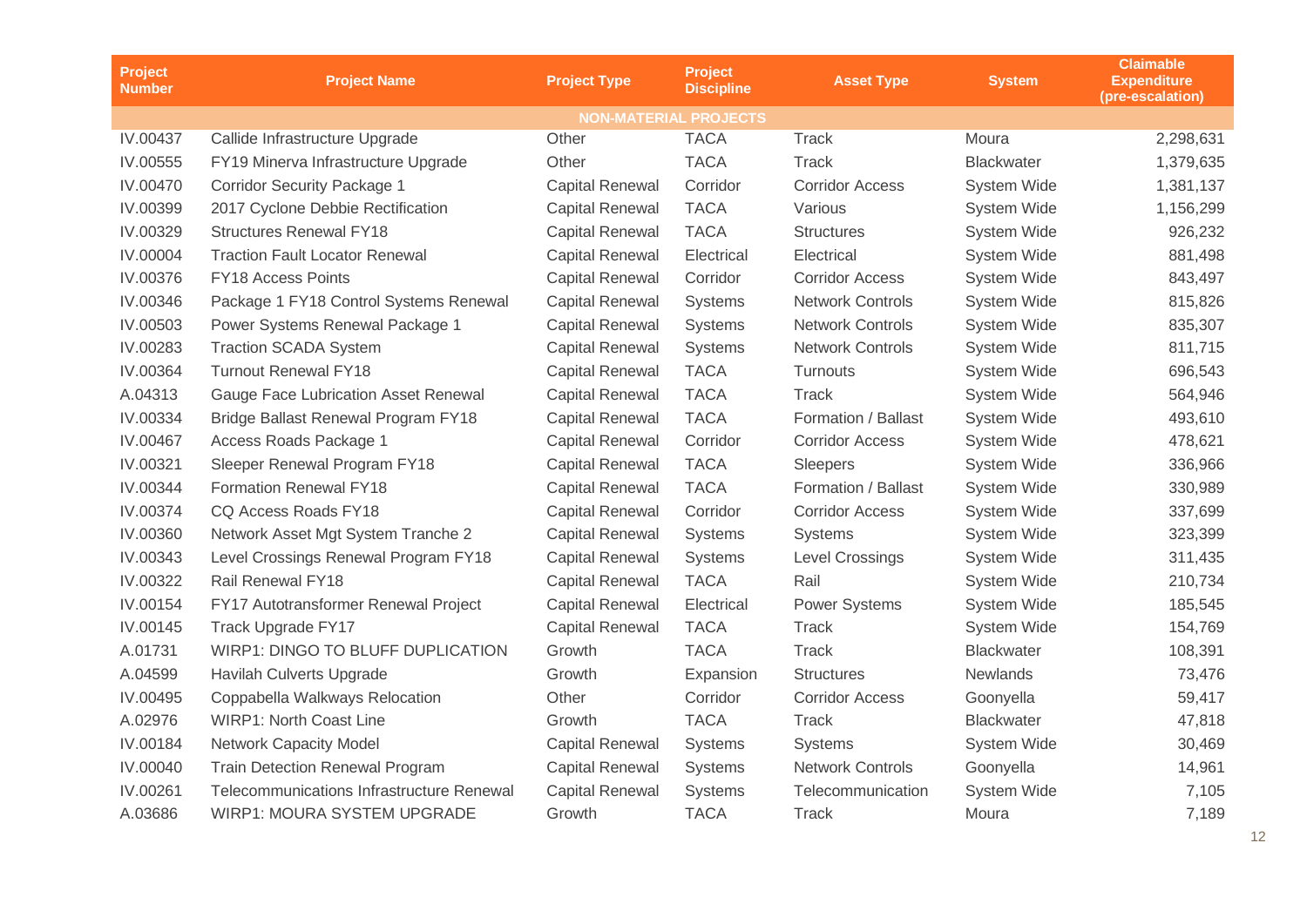| Project Number | Project Name | Project Type | Project Discipline | Asset Type | System | Claimable Expenditure (pre-escalation) |
|---|---|---|---|---|---|---|
| NON-MATERIAL PROJECTS | | | | | | |
| IV.00437 | Callide Infrastructure Upgrade | Other | TACA | Track | Moura | 2,298,631 |
| IV.00555 | FY19 Minerva Infrastructure Upgrade | Other | TACA | Track | Blackwater | 1,379,635 |
| IV.00470 | Corridor Security Package 1 | Capital Renewal | Corridor | Corridor Access | System Wide | 1,381,137 |
| IV.00399 | 2017 Cyclone Debbie Rectification | Capital Renewal | TACA | Various | System Wide | 1,156,299 |
| IV.00329 | Structures Renewal FY18 | Capital Renewal | TACA | Structures | System Wide | 926,232 |
| IV.00004 | Traction Fault Locator Renewal | Capital Renewal | Electrical | Electrical | System Wide | 881,498 |
| IV.00376 | FY18 Access Points | Capital Renewal | Corridor | Corridor Access | System Wide | 843,497 |
| IV.00346 | Package 1 FY18 Control Systems Renewal | Capital Renewal | Systems | Network Controls | System Wide | 815,826 |
| IV.00503 | Power Systems Renewal Package 1 | Capital Renewal | Systems | Network Controls | System Wide | 835,307 |
| IV.00283 | Traction SCADA System | Capital Renewal | Systems | Network Controls | System Wide | 811,715 |
| IV.00364 | Turnout Renewal FY18 | Capital Renewal | TACA | Turnouts | System Wide | 696,543 |
| A.04313 | Gauge Face Lubrication Asset Renewal | Capital Renewal | TACA | Track | System Wide | 564,946 |
| IV.00334 | Bridge Ballast Renewal Program FY18 | Capital Renewal | TACA | Formation / Ballast | System Wide | 493,610 |
| IV.00467 | Access Roads Package 1 | Capital Renewal | Corridor | Corridor Access | System Wide | 478,621 |
| IV.00321 | Sleeper Renewal Program FY18 | Capital Renewal | TACA | Sleepers | System Wide | 336,966 |
| IV.00344 | Formation Renewal FY18 | Capital Renewal | TACA | Formation / Ballast | System Wide | 330,989 |
| IV.00374 | CQ Access Roads FY18 | Capital Renewal | Corridor | Corridor Access | System Wide | 337,699 |
| IV.00360 | Network Asset Mgt System Tranche 2 | Capital Renewal | Systems | Systems | System Wide | 323,399 |
| IV.00343 | Level Crossings Renewal Program FY18 | Capital Renewal | Systems | Level Crossings | System Wide | 311,435 |
| IV.00322 | Rail Renewal FY18 | Capital Renewal | TACA | Rail | System Wide | 210,734 |
| IV.00154 | FY17 Autotransformer Renewal Project | Capital Renewal | Electrical | Power Systems | System Wide | 185,545 |
| IV.00145 | Track Upgrade FY17 | Capital Renewal | TACA | Track | System Wide | 154,769 |
| A.01731 | WIRP1: DINGO TO BLUFF DUPLICATION | Growth | TACA | Track | Blackwater | 108,391 |
| A.04599 | Havilah Culverts Upgrade | Growth | Expansion | Structures | Newlands | 73,476 |
| IV.00495 | Coppabella Walkways Relocation | Other | Corridor | Corridor Access | Goonyella | 59,417 |
| A.02976 | WIRP1: North Coast Line | Growth | TACA | Track | Blackwater | 47,818 |
| IV.00184 | Network Capacity Model | Capital Renewal | Systems | Systems | System Wide | 30,469 |
| IV.00040 | Train Detection Renewal Program | Capital Renewal | Systems | Network Controls | Goonyella | 14,961 |
| IV.00261 | Telecommunications Infrastructure Renewal | Capital Renewal | Systems | Telecommunication | System Wide | 7,105 |
| A.03686 | WIRP1: MOURA SYSTEM UPGRADE | Growth | TACA | Track | Moura | 7,189 |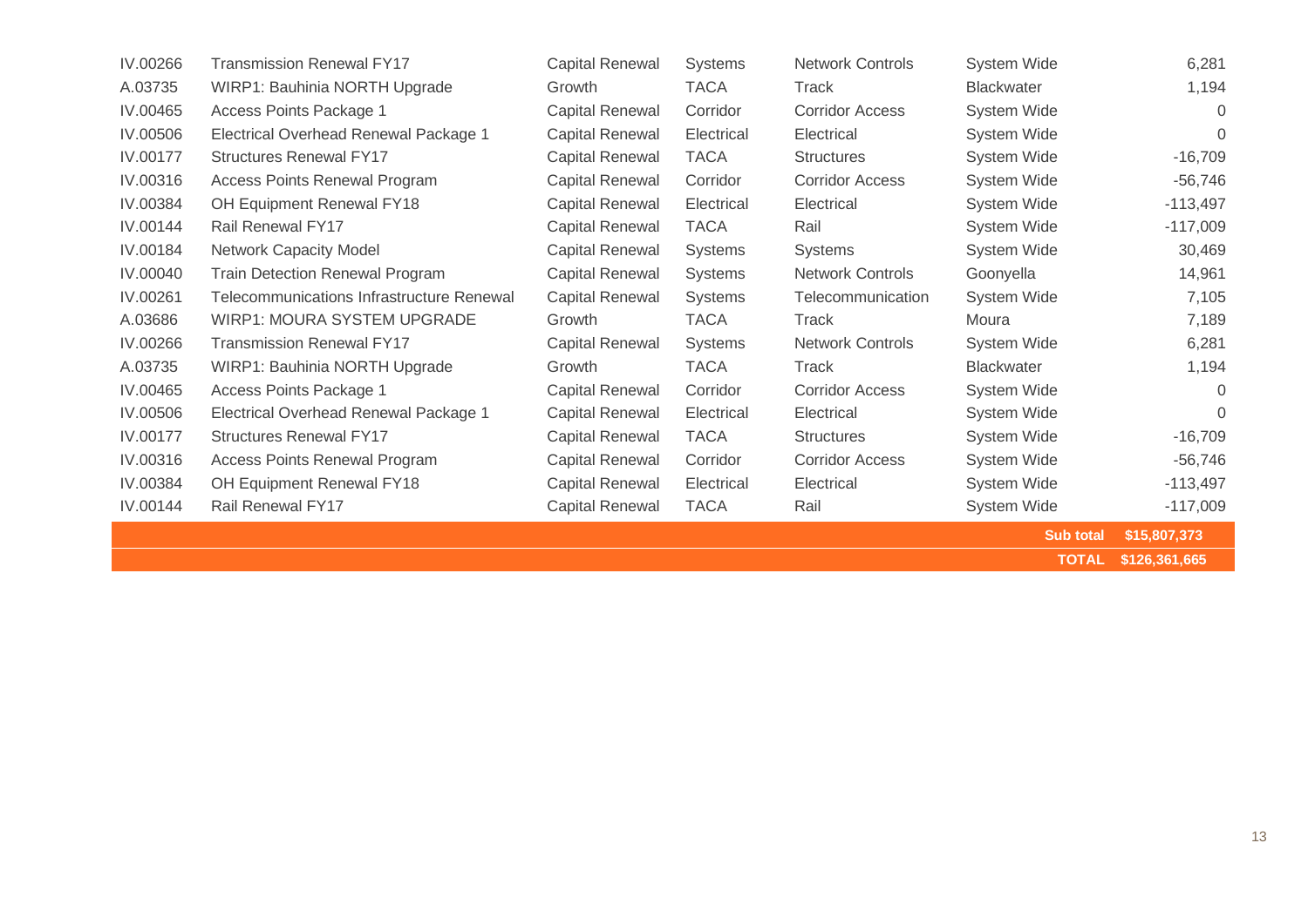| | | | | | | |
|---|---|---|---|---|---|---|
| IV.00266 | Transmission Renewal FY17 | Capital Renewal | Systems | Network Controls | System Wide | 6,281 |
| A.03735 | WIRP1: Bauhinia NORTH Upgrade | Growth | TACA | Track | Blackwater | 1,194 |
| IV.00465 | Access Points Package 1 | Capital Renewal | Corridor | Corridor Access | System Wide | 0 |
| IV.00506 | Electrical Overhead Renewal Package 1 | Capital Renewal | Electrical | Electrical | System Wide | 0 |
| IV.00177 | Structures Renewal FY17 | Capital Renewal | TACA | Structures | System Wide | -16,709 |
| IV.00316 | Access Points Renewal Program | Capital Renewal | Corridor | Corridor Access | System Wide | -56,746 |
| IV.00384 | OH Equipment Renewal FY18 | Capital Renewal | Electrical | Electrical | System Wide | -113,497 |
| IV.00144 | Rail Renewal FY17 | Capital Renewal | TACA | Rail | System Wide | -117,009 |
| IV.00184 | Network Capacity Model | Capital Renewal | Systems | Systems | System Wide | 30,469 |
| IV.00040 | Train Detection Renewal Program | Capital Renewal | Systems | Network Controls | Goonyella | 14,961 |
| IV.00261 | Telecommunications Infrastructure Renewal | Capital Renewal | Systems | Telecommunication | System Wide | 7,105 |
| A.03686 | WIRP1: MOURA SYSTEM UPGRADE | Growth | TACA | Track | Moura | 7,189 |
| IV.00266 | Transmission Renewal FY17 | Capital Renewal | Systems | Network Controls | System Wide | 6,281 |
| A.03735 | WIRP1: Bauhinia NORTH Upgrade | Growth | TACA | Track | Blackwater | 1,194 |
| IV.00465 | Access Points Package 1 | Capital Renewal | Corridor | Corridor Access | System Wide | 0 |
| IV.00506 | Electrical Overhead Renewal Package 1 | Capital Renewal | Electrical | Electrical | System Wide | 0 |
| IV.00177 | Structures Renewal FY17 | Capital Renewal | TACA | Structures | System Wide | -16,709 |
| IV.00316 | Access Points Renewal Program | Capital Renewal | Corridor | Corridor Access | System Wide | -56,746 |
| IV.00384 | OH Equipment Renewal FY18 | Capital Renewal | Electrical | Electrical | System Wide | -113,497 |
| IV.00144 | Rail Renewal FY17 | Capital Renewal | TACA | Rail | System Wide | -117,009 |
| | | | | | **Sub total** | **$15,807,373** |
| | | | | | **TOTAL** | **$126,361,665** |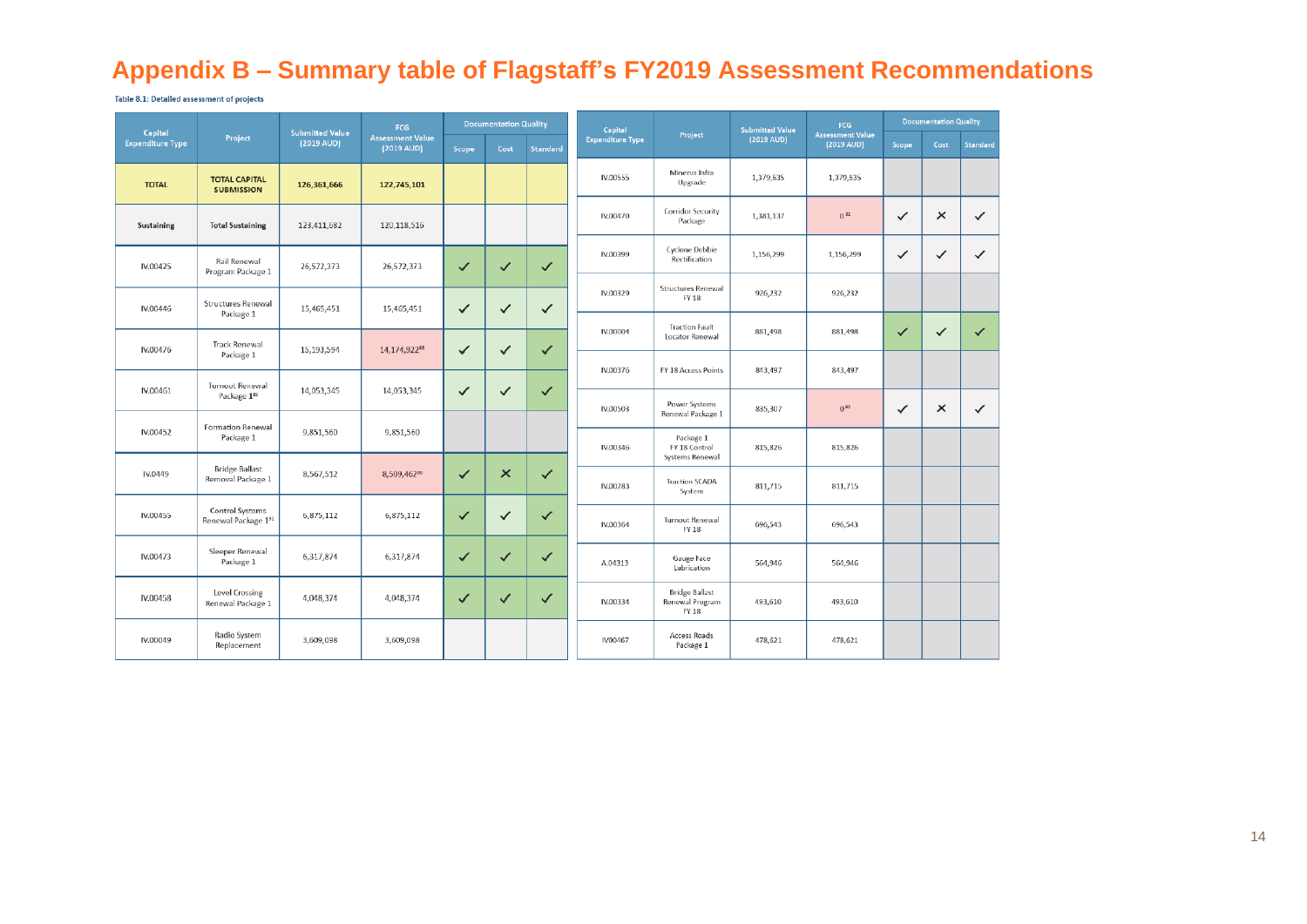# Appendix B – Summary table of Flagstaff's FY2019 Assessment Recommendations

Table 8.1: Detailed assessment of projects

| Capital Expenditure Type | Project | Submitted Value (2019 AUD) | FCG Assessment Value (2019 AUD) | Documentation Quality | | |
|---|---|---|---|---|---|---|
| | | | | Scope | Cost | Standard |
| **TOTAL** | **TOTAL CAPITAL SUBMISSION** | **126,361,666** | **122,745,101** | | | |
| **Sustaining** | **Total Sustaining** | 123,411,682 | 120,118,516 | | | |
| IV.00425 | Rail Renewal Program Package 1 | 26,572,373 | 26,572,373 | ✓ | ✓ | ✓ |
| IV.00446 | Structures Renewal Package 1 | 15,465,451 | 15,465,451 | ✓ | ✓ | ✓ |
| IV.00476 | Track Renewal Package 1 | 15,193,594 | 14,174,922[89] | ✓ | ✓ | ✓ |
| IV.00461 | Turnout Renewal Package 1[89] | 14,053,345 | 14,053,345 | ✓ | ✓ | ✓ |
| IV.00452 | Formation Renewal Package 1 | 9,851,560 | 9,851,560 | | | |
| IV.0449 | Bridge Ballast Removal Package 1 | 8,567,512 | 8,509,462[90] | ✓ | ✗ | ✓ |
| IV.00455 | Control Systems Renewal Package 1[91] | 6,875,112 | 6,875,112 | ✓ | ✓ | ✓ |
| IV.00473 | Sleeper Renewal Package 1 | 6,317,874 | 6,317,874 | ✓ | ✓ | ✓ |
| IV.00458 | Level Crossing Renewal Package 1 | 4,048,374 | 4,048,374 | ✓ | ✓ | ✓ |
| IV.00049 | Radio System Replacement | 3,609,098 | 3,609,098 | | | |
| IV.00555 | Minerva Infra Upgrade | 1,379,635 | 1,379,635 | | | |
| IV.00470 | Corridor Security Package | 1,381,137 | 0[92] | ✓ | ✗ | ✓ |
| IV.00399 | Cyclone Debbie Rectification | 1,156,299 | 1,156,299 | ✓ | ✓ | ✓ |
| IV.00329 | Structures Renewal FY 18 | 926,232 | 926,232 | | | |
| IV.00004 | Traction Fault Locator Renewal | 881,498 | 881,498 | ✓ | ✓ | ✓ |
| IV.00376 | FY 18 Access Points | 843,497 | 843,497 | | | |
| IV.00503 | Power Systems Renewal Package 1 | 835,307 | 0[93] | ✓ | ✗ | ✓ |
| IV.00346 | Package 1 FY 18 Control Systems Renewal | 815,826 | 815,826 | | | |
| IV.00283 | Traction SCADA System | 811,715 | 811,715 | | | |
| IV.00364 | Turnout Renewal FY 18 | 696,543 | 696,543 | | | |
| A.04313 | Gauge Face Lubrication | 564,946 | 564,946 | | | |
| IV.00334 | Bridge Ballast Renewal Program FY 18 | 493,610 | 493,610 | | | |
| IV00467 | Access Roads Package 1 | 478,621 | 478,621 | | | |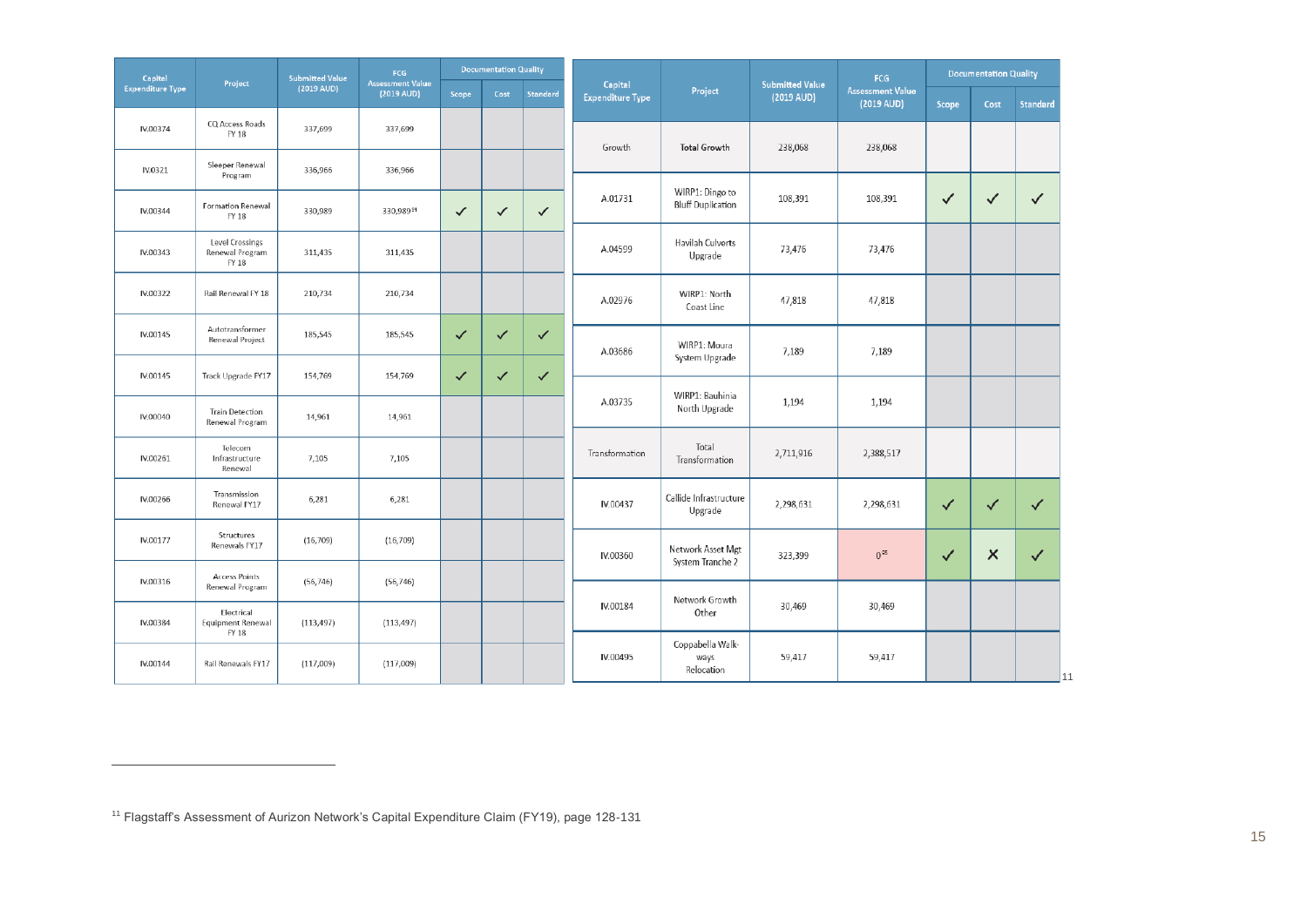| Capital Expenditure Type | Project | Submitted Value (2019 AUD) | FCG Assessment Value (2019 AUD) | Documentation Quality | | |
|---|---|---|---|---|---|---|
| | | | | Scope | Cost | Standard |
| IV.00374 | CQ Access Roads FY 18 | 337,699 | 337,699 | | | |
| IV.0321 | Sleeper Renewal Program | 336,966 | 336,966 | | | |
| IV.00344 | Formation Renewal FY 18 | 330,989 | 330,989[24] | ✓ | ✓ | ✓ |
| IV.00343 | Level Crossings Renewal Program FY 18 | 311,435 | 311,435 | | | |
| IV.00322 | Rail Renewal FY 18 | 210,734 | 210,734 | | | |
| IV.00145 | Autotransformer Renewal Project | 185,545 | 185,545 | ✓ | ✓ | ✓ |
| IV.00145 | Track Upgrade FY17 | 154,769 | 154,769 | ✓ | ✓ | ✓ |
| IV.00040 | Train Detection Renewal Program | 14,961 | 14,961 | | | |
| IV.00261 | Telecom Infrastructure Renewal | 7,105 | 7,105 | | | |
| IV.00266 | Transmission Renewal FY17 | 6,281 | 6,281 | | | |
| IV.00177 | Structures Renewals FY17 | (16,709) | (16,709) | | | |
| IV.00316 | Access Points Renewal Program | (56,746) | (56,746) | | | |
| IV.00384 | Electrical Equipment Renewal FY 18 | (113,497) | (113,497) | | | |
| IV.00144 | Rail Renewals FY17 | (117,009) | (117,009) | | | |
| Growth | **Total Growth** | 238,068 | 238,068 | | | |
| A.01731 | WIRP1: Dingo to Bluff Duplication | 108,391 | 108,391 | ✓ | ✓ | ✓ |
| A.04599 | Havilah Culverts Upgrade | 73,476 | 73,476 | | | |
| A.02976 | WIRP1: North Coast Line | 47,818 | 47,818 | | | |
| A.03686 | WIRP1: Moura System Upgrade | 7,189 | 7,189 | | | |
| A.03735 | WIRP1: Bauhinia North Upgrade | 1,194 | 1,194 | | | |
| Transformation | Total Transformation | 2,711,916 | 2,388,517 | | | |
| IV.00437 | Callide Infrastructure Upgrade | 2,298,631 | 2,298,631 | ✓ | ✓ | ✓ |
| IV.00360 | Network Asset Mgt System Tranche 2 | 323,399 | 0[25] | ✓ | ✗ | ✓ |
| IV.00184 | Network Growth Other | 30,469 | 30,469 | | | |
| IV.00495 | Coppabella Walk-ways Relocation | 59,417 | 59,417 | | | |

[11]

---

[11] Flagstaff's Assessment of Aurizon Network's Capital Expenditure Claim (FY19), page 128-131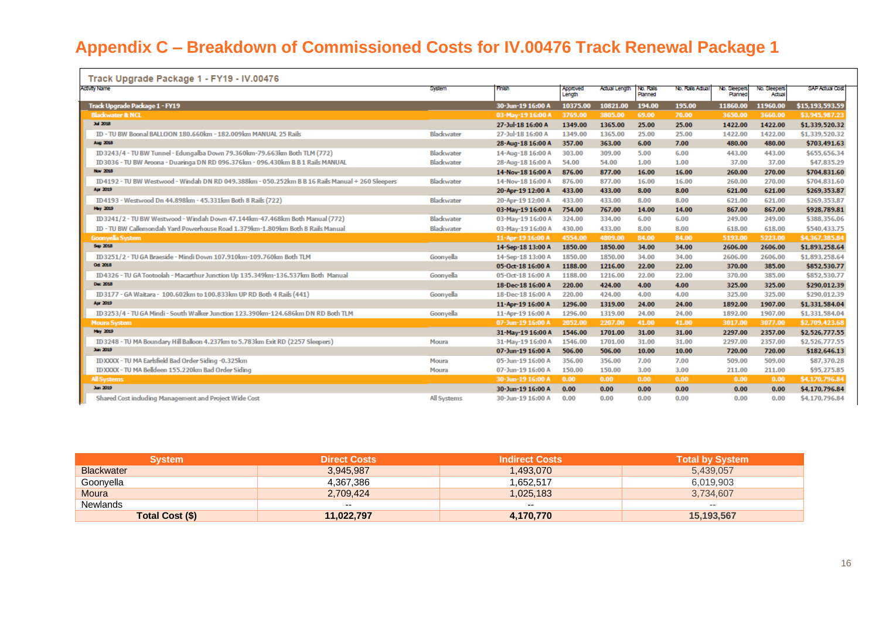# Appendix C – Breakdown of Commissioned Costs for IV.00476 Track Renewal Package 1

Track Upgrade Package 1 - FY19 - IV.00476

| Activity Name | System | Finish | Approved Length | Actual Length | No. Rails Planned | No. Rails Actual | No. Sleepers Planned | No. Sleepers Actual | SAP Actual Cost |
|---|---|---|---|---|---|---|---|---|---|
| **Track Upgrade Package 1 - FY19** | | **30-Jun-19 16:00 A** | **10375.00** | **10821.00** | **194.00** | **195.00** | **11860.00** | **11960.00** | **$15,193,593.59** |
| **Blackwater & NCL** | | **03-May-19 16:00 A** | **3769.00** | **3805.00** | **69.00** | **70.00** | **3650.00** | **3660.00** | **$3,945,987.23** |
| **Jul 2018** | | **27-Jul-18 16:00 A** | **1349.00** | **1365.00** | **25.00** | **25.00** | **1422.00** | **1422.00** | **$1,339,520.32** |
| ID - TU BW Boonal BALLOON 180.660km - 182.009km MANUAL 25 Rails | Blackwater | 27-Jul-18 16:00 A | 1349.00 | 1365.00 | 25.00 | 25.00 | 1422.00 | 1422.00 | $1,339,520.32 |
| **Aug 2018** | | **28-Aug-18 16:00 A** | **357.00** | **363.00** | **6.00** | **7.00** | **480.00** | **480.00** | **$703,491.63** |
| ID3243/4 - TU BW Tunnel - Edungalba Down 79.360km-79.663km Both TLM (772) | Blackwater | 14-Aug-18 16:00 A | 303.00 | 309.00 | 5.00 | 6.00 | 443.00 | 443.00 | $655,656.34 |
| ID3036 - TU BW Aroona - Duaringa DN RD 096.376km - 096.430km B B 1 Rails MANUAL | Blackwater | 28-Aug-18 16:00 A | 54.00 | 54.00 | 1.00 | 1.00 | 37.00 | 37.00 | $47,835.29 |
| **Nov 2018** | | **14-Nov-18 16:00 A** | **876.00** | **877.00** | **16.00** | **16.00** | **260.00** | **270.00** | **$704,831.60** |
| ID4192 - TU BW Westwood - Windah DN RD 049.388km - 050.252km B B 16 Rails Manual + 260 Sleepers | Blackwater | 14-Nov-18 16:00 A | 876.00 | 877.00 | 16.00 | 16.00 | 260.00 | 270.00 | $704,831.60 |
| **Apr 2019** | | **20-Apr-19 12:00 A** | **433.00** | **433.00** | **8.00** | **8.00** | **621.00** | **621.00** | **$269,353.87** |
| ID4193 - Westwood Dn 44.898km - 45.331km Both 8 Rails (722) | Blackwater | 20-Apr-19 12:00 A | 433.00 | 433.00 | 8.00 | 8.00 | 621.00 | 621.00 | $269,353.87 |
| **May 2019** | | **03-May-19 16:00 A** | **754.00** | **767.00** | **14.00** | **14.00** | **867.00** | **867.00** | **$928,789.81** |
| ID3241/2 - TU BW Westwood - Windah Down 47.144km-47.468km Both Manual (772) | Blackwater | 03-May-19 16:00 A | 324.00 | 334.00 | 6.00 | 6.00 | 249.00 | 249.00 | $388,356.06 |
| ID - TU BW Callemondah Yard Powerhouse Road 1.379km-1.809km Both 8 Rails Manual | Blackwater | 03-May-19 16:00 A | 430.00 | 433.00 | 8.00 | 8.00 | 618.00 | 618.00 | $540,433.75 |
| **Goonyella System** | | **11-Apr-19 16:00 A** | **4554.00** | **4809.00** | **84.00** | **84.00** | **5193.00** | **5223.00** | **$4,367,385.84** |
| **Sep 2018** | | **14-Sep-18 13:00 A** | **1850.00** | **1850.00** | **34.00** | **34.00** | **2606.00** | **2606.00** | **$1,893,258.64** |
| ID3251/2 - TU GA Braeside - Mindi Down 107.910km-109.760km Both TLM | Goonyella | 14-Sep-18 13:00 A | 1850.00 | 1850.00 | 34.00 | 34.00 | 2606.00 | 2606.00 | $1,893,258.64 |
| **Oct 2018** | | **05-Oct-18 16:00 A** | **1188.00** | **1216.00** | **22.00** | **22.00** | **370.00** | **385.00** | **$852,530.77** |
| ID4326 - TU GA Tootoolah - Macarthur Junction Up 135.349km-136.537km Both Manual | Goonyella | 05-Oct-18 16:00 A | 1188.00 | 1216.00 | 22.00 | 22.00 | 370.00 | 385.00 | $852,530.77 |
| **Dec 2018** | | **18-Dec-18 16:00 A** | **220.00** | **424.00** | **4.00** | **4.00** | **325.00** | **325.00** | **$290,012.39** |
| ID3177 - GA Waitara - 100.602km to 100.833km UP RD Both 4 Rails (441) | Goonyella | 18-Dec-18 16:00 A | 220.00 | 424.00 | 4.00 | 4.00 | 325.00 | 325.00 | $290,012.39 |
| **Apr 2019** | | **11-Apr-19 16:00 A** | **1296.00** | **1319.00** | **24.00** | **24.00** | **1892.00** | **1907.00** | **$1,331,584.04** |
| ID3253/4 - TU GA Mindi - South Walker Junction 123.390km-124.686km DN RD Both TLM | Goonyella | 11-Apr-19 16:00 A | 1296.00 | 1319.00 | 24.00 | 24.00 | 1892.00 | 1907.00 | $1,331,584.04 |
| **Moura System** | | **07-Jun-19 16:00 A** | **2052.00** | **2207.00** | **41.00** | **41.00** | **3017.00** | **3077.00** | **$2,709,423.68** |
| **May 2019** | | **31-May-19 16:00 A** | **1546.00** | **1701.00** | **31.00** | **31.00** | **2297.00** | **2357.00** | **$2,526,777.55** |
| ID3248 - TU MA Boundary Hill Balloon 4.237km to 5.783km Exit RD (2257 Sleepers) | Moura | 31-May-19 16:00 A | 1546.00 | 1701.00 | 31.00 | 31.00 | 2297.00 | 2357.00 | $2,526,777.55 |
| **Jun 2019** | | **07-Jun-19 16:00 A** | **506.00** | **506.00** | **10.00** | **10.00** | **720.00** | **720.00** | **$182,646.13** |
| IDXXXX - TU MA Earlsfield Bad Order Siding -0.325km | Moura | 05-Jun-19 16:00 A | 356.00 | 356.00 | 7.00 | 7.00 | 509.00 | 509.00 | $87,370.28 |
| IDXXXX - TU MA Belldeen 155.220km Bad Order Siding | Moura | 07-Jun-19 16:00 A | 150.00 | 150.00 | 3.00 | 3.00 | 211.00 | 211.00 | $95,275.85 |
| **All Systems** | | **30-Jun-19 16:00 A** | **0.00** | **0.00** | **0.00** | **0.00** | **0.00** | **0.00** | **$4,170,796.84** |
| **Jun 2019** | | **30-Jun-19 16:00 A** | **0.00** | **0.00** | **0.00** | **0.00** | **0.00** | **0.00** | **$4,170,796.84** |
| Shared Cost including Management and Project Wide Cost | All Systems | 30-Jun-19 16:00 A | 0.00 | 0.00 | 0.00 | 0.00 | 0.00 | 0.00 | $4,170,796.84 |

| System | Direct Costs | Indirect Costs | Total by System |
|---|---|---|---|
| Blackwater | 3,945,987 | 1,493,070 | 5,439,057 |
| Goonyella | 4,367,386 | 1,652,517 | 6,019,903 |
| Moura | 2,709,424 | 1,025,183 | 3,734,607 |
| Newlands | -- | -- | -- |
| **Total Cost ($)** | **11,022,797** | **4,170,770** | **15,193,567** |